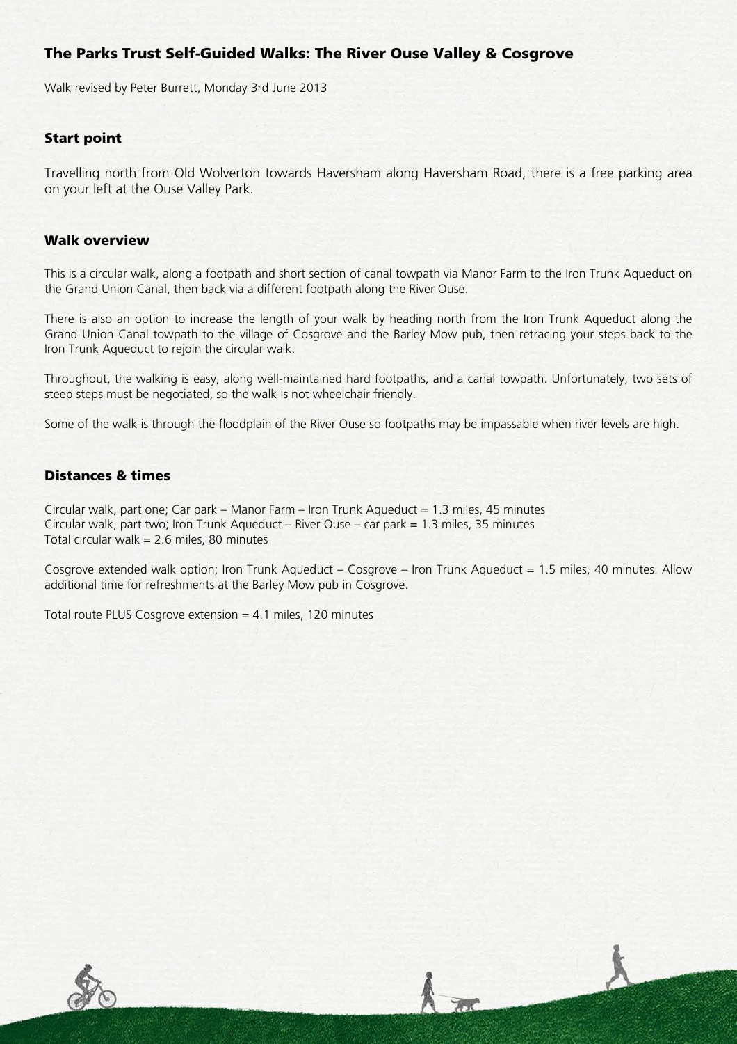# The Parks Trust Self-Guided Walks: The River Ouse Valley & Cosgrove

Walk revised by Peter Burrett, Monday 3rd June 2013

## Start point

Travelling north from Old Wolverton towards Haversham along Haversham Road, there is a free parking area on your left at the Ouse Valley Park.

## Walk overview

This is a circular walk, along a footpath and short section of canal towpath via Manor Farm to the Iron Trunk Aqueduct on the Grand Union Canal, then back via a different footpath along the River Ouse.

There is also an option to increase the length of your walk by heading north from the Iron Trunk Aqueduct along the Grand Union Canal towpath to the village of Cosgrove and the Barley Mow pub, then retracing your steps back to the Iron Trunk Aqueduct to rejoin the circular walk.

Throughout, the walking is easy, along well-maintained hard footpaths, and a canal towpath. Unfortunately, two sets of steep steps must be negotiated, so the walk is not wheelchair friendly.

Some of the walk is through the floodplain of the River Ouse so footpaths may be impassable when river levels are high.

## Distances & times

Circular walk, part one; Car park – Manor Farm – Iron Trunk Aqueduct = 1.3 miles, 45 minutes
Circular walk, part two; Iron Trunk Aqueduct – River Ouse – car park = 1.3 miles, 35 minutes
Total circular walk = 2.6 miles, 80 minutes

Cosgrove extended walk option; Iron Trunk Aqueduct – Cosgrove – Iron Trunk Aqueduct = 1.5 miles, 40 minutes. Allow additional time for refreshments at the Barley Mow pub in Cosgrove.

Total route PLUS Cosgrove extension = 4.1 miles, 120 minutes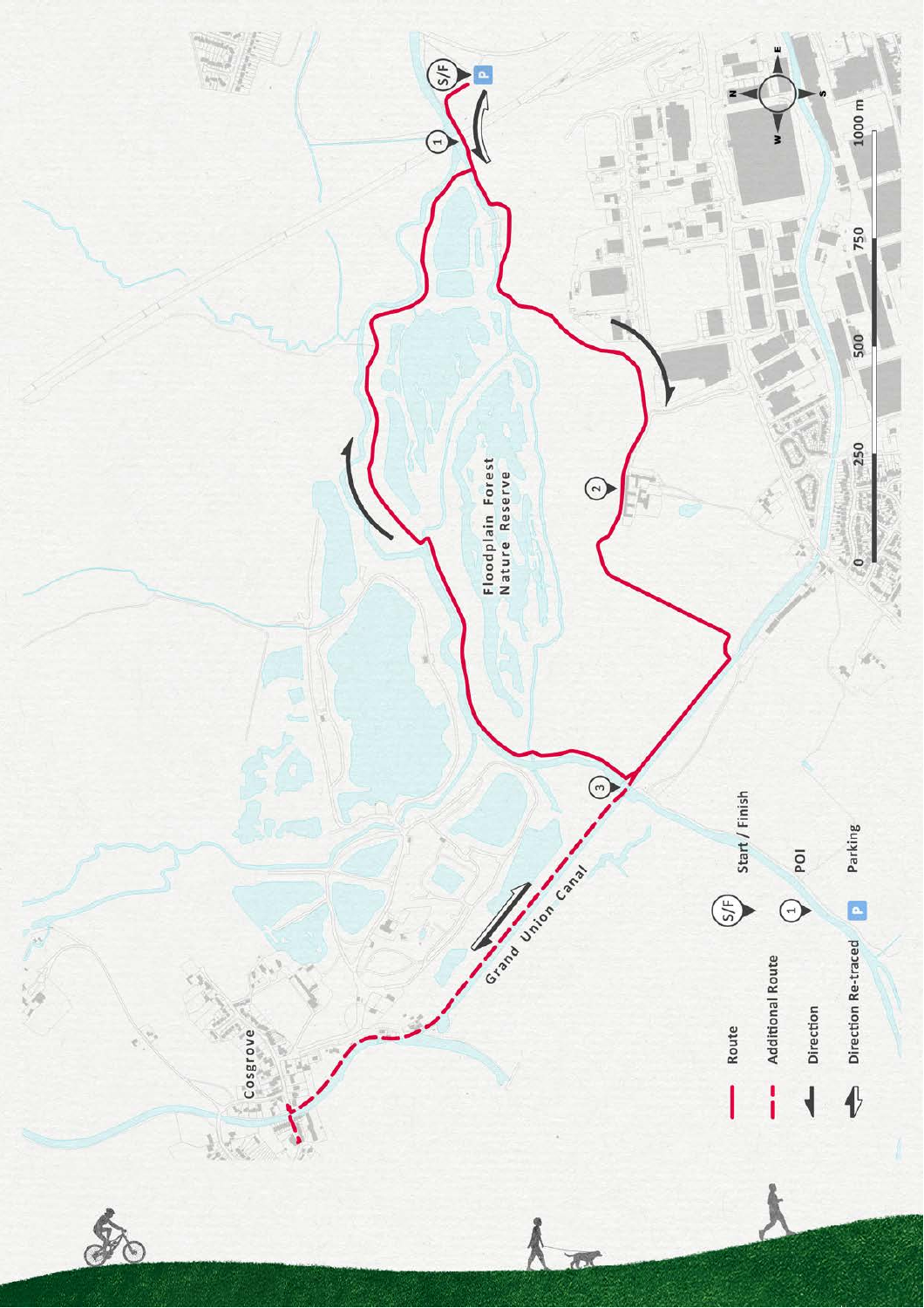Floodplain Forest Nature Reserve

Grand Union Canal

Cosgrove

S/F — Start / Finish

1 — POI

P — Parking

| Legend | |
|---|---|
| Route | |
| Additional Route | |
| Direction | |
| Direction Re-traced | |

0 250 500 750 1000 m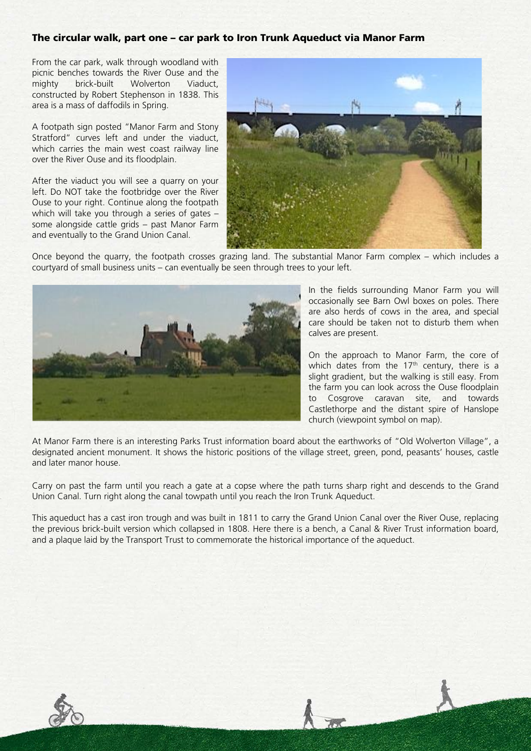## The circular walk, part one – car park to Iron Trunk Aqueduct via Manor Farm

From the car park, walk through woodland with picnic benches towards the River Ouse and the mighty brick-built Wolverton Viaduct, constructed by Robert Stephenson in 1838. This area is a mass of daffodils in Spring.

A footpath sign posted "Manor Farm and Stony Stratford" curves left and under the viaduct, which carries the main west coast railway line over the River Ouse and its floodplain.

After the viaduct you will see a quarry on your left. Do NOT take the footbridge over the River Ouse to your right. Continue along the footpath which will take you through a series of gates – some alongside cattle grids – past Manor Farm and eventually to the Grand Union Canal.

Once beyond the quarry, the footpath crosses grazing land. The substantial Manor Farm complex – which includes a courtyard of small business units – can eventually be seen through trees to your left.

In the fields surrounding Manor Farm you will occasionally see Barn Owl boxes on poles. There are also herds of cows in the area, and special care should be taken not to disturb them when calves are present.

On the approach to Manor Farm, the core of which dates from the 17th century, there is a slight gradient, but the walking is still easy. From the farm you can look across the Ouse floodplain to Cosgrove caravan site, and towards Castlethorpe and the distant spire of Hanslope church (viewpoint symbol on map).

At Manor Farm there is an interesting Parks Trust information board about the earthworks of "Old Wolverton Village", a designated ancient monument. It shows the historic positions of the village street, green, pond, peasants' houses, castle and later manor house.

Carry on past the farm until you reach a gate at a copse where the path turns sharp right and descends to the Grand Union Canal. Turn right along the canal towpath until you reach the Iron Trunk Aqueduct.

This aqueduct has a cast iron trough and was built in 1811 to carry the Grand Union Canal over the River Ouse, replacing the previous brick-built version which collapsed in 1808. Here there is a bench, a Canal & River Trust information board, and a plaque laid by the Transport Trust to commemorate the historical importance of the aqueduct.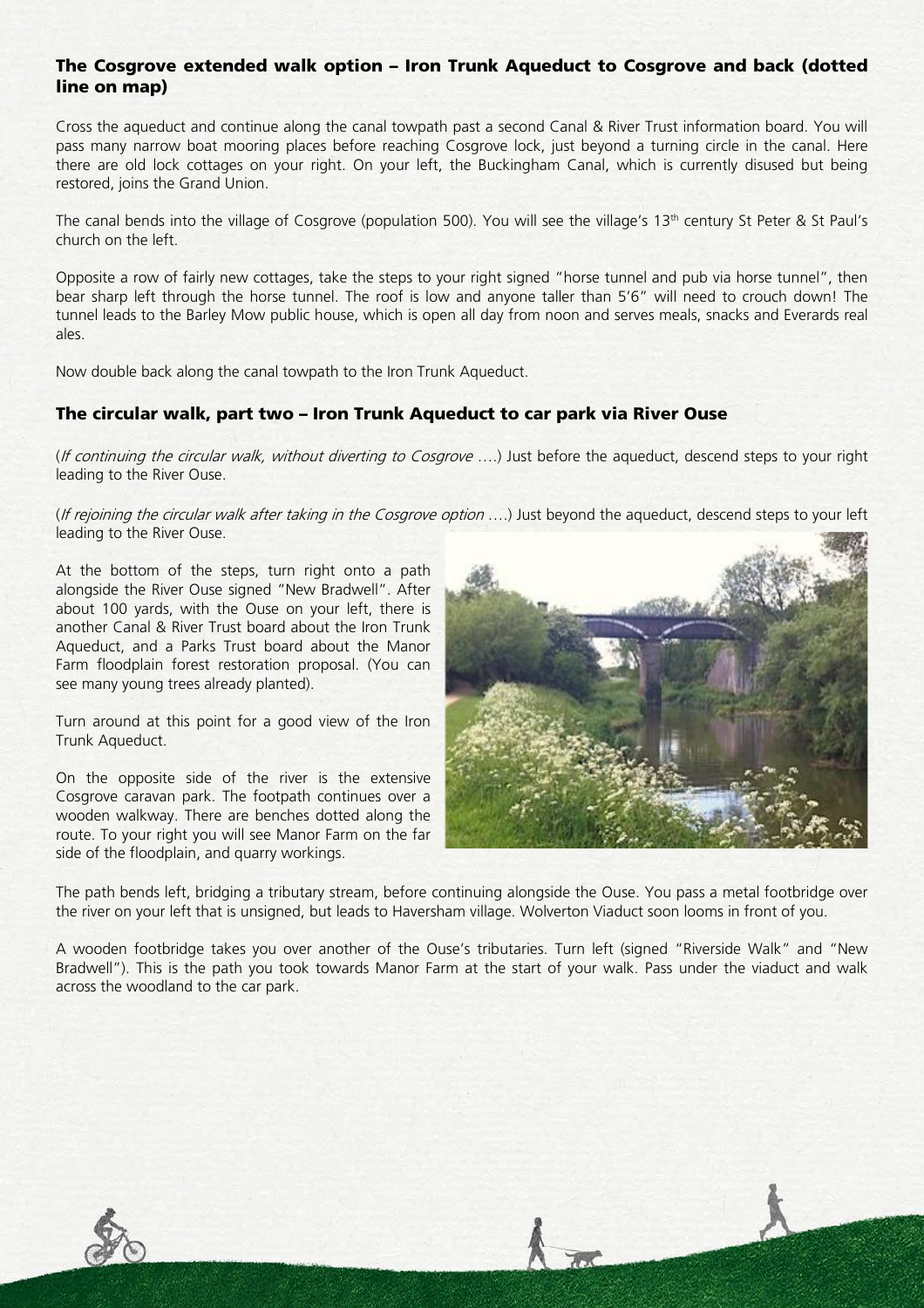## The Cosgrove extended walk option – Iron Trunk Aqueduct to Cosgrove and back (dotted line on map)

Cross the aqueduct and continue along the canal towpath past a second Canal & River Trust information board. You will pass many narrow boat mooring places before reaching Cosgrove lock, just beyond a turning circle in the canal. Here there are old lock cottages on your right. On your left, the Buckingham Canal, which is currently disused but being restored, joins the Grand Union.

The canal bends into the village of Cosgrove (population 500). You will see the village's 13th century St Peter & St Paul's church on the left.

Opposite a row of fairly new cottages, take the steps to your right signed "horse tunnel and pub via horse tunnel", then bear sharp left through the horse tunnel. The roof is low and anyone taller than 5'6" will need to crouch down! The tunnel leads to the Barley Mow public house, which is open all day from noon and serves meals, snacks and Everards real ales.

Now double back along the canal towpath to the Iron Trunk Aqueduct.

## The circular walk, part two – Iron Trunk Aqueduct to car park via River Ouse

(*If continuing the circular walk, without diverting to Cosgrove ….*) Just before the aqueduct, descend steps to your right leading to the River Ouse.

(*If rejoining the circular walk after taking in the Cosgrove option ….*) Just beyond the aqueduct, descend steps to your left leading to the River Ouse.

At the bottom of the steps, turn right onto a path alongside the River Ouse signed "New Bradwell". After about 100 yards, with the Ouse on your left, there is another Canal & River Trust board about the Iron Trunk Aqueduct, and a Parks Trust board about the Manor Farm floodplain forest restoration proposal. (You can see many young trees already planted).

Turn around at this point for a good view of the Iron Trunk Aqueduct.

On the opposite side of the river is the extensive Cosgrove caravan park. The footpath continues over a wooden walkway. There are benches dotted along the route. To your right you will see Manor Farm on the far side of the floodplain, and quarry workings.

The path bends left, bridging a tributary stream, before continuing alongside the Ouse. You pass a metal footbridge over the river on your left that is unsigned, but leads to Haversham village. Wolverton Viaduct soon looms in front of you.

A wooden footbridge takes you over another of the Ouse's tributaries. Turn left (signed "Riverside Walk" and "New Bradwell"). This is the path you took towards Manor Farm at the start of your walk. Pass under the viaduct and walk across the woodland to the car park.